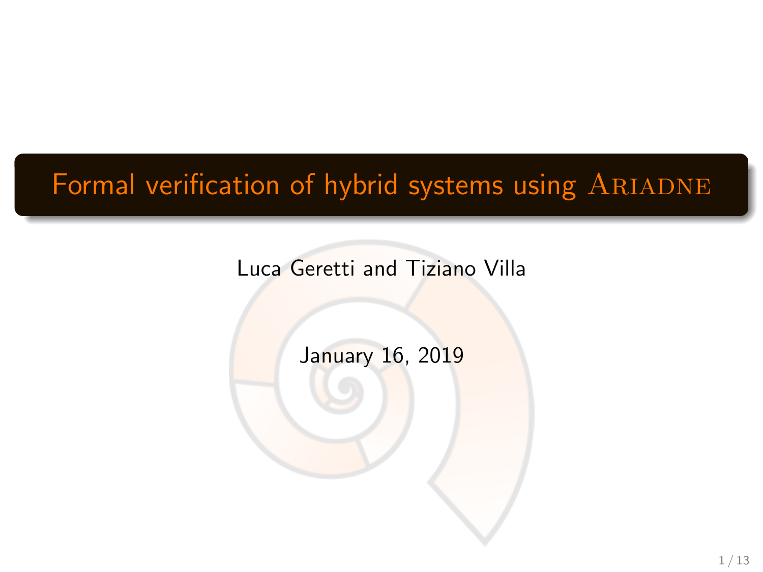# Formal verification of hybrid systems using ARIADNE

Luca Geretti and Tiziano Villa

January 16, 2019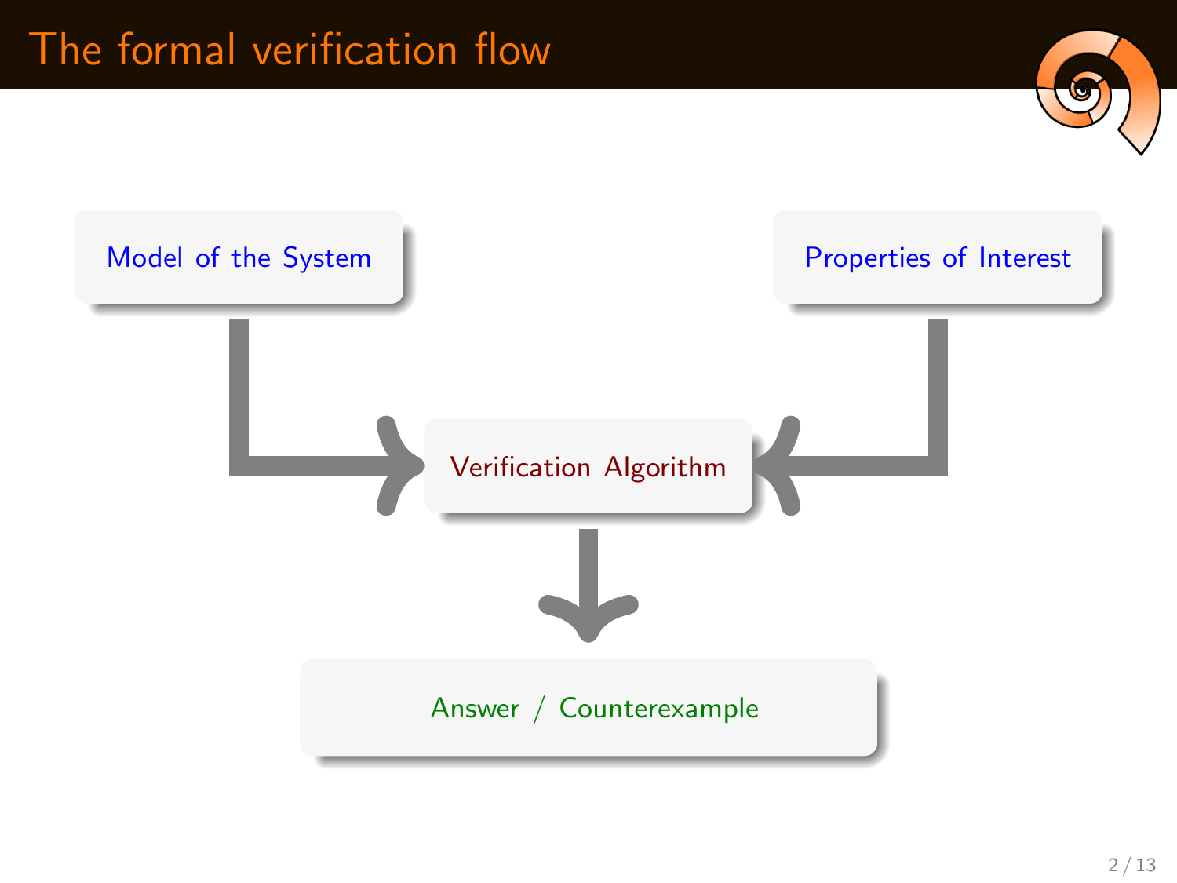# The formal verification flow

Model of the System

Properties of Interest

Verification Algorithm

Answer / Counterexample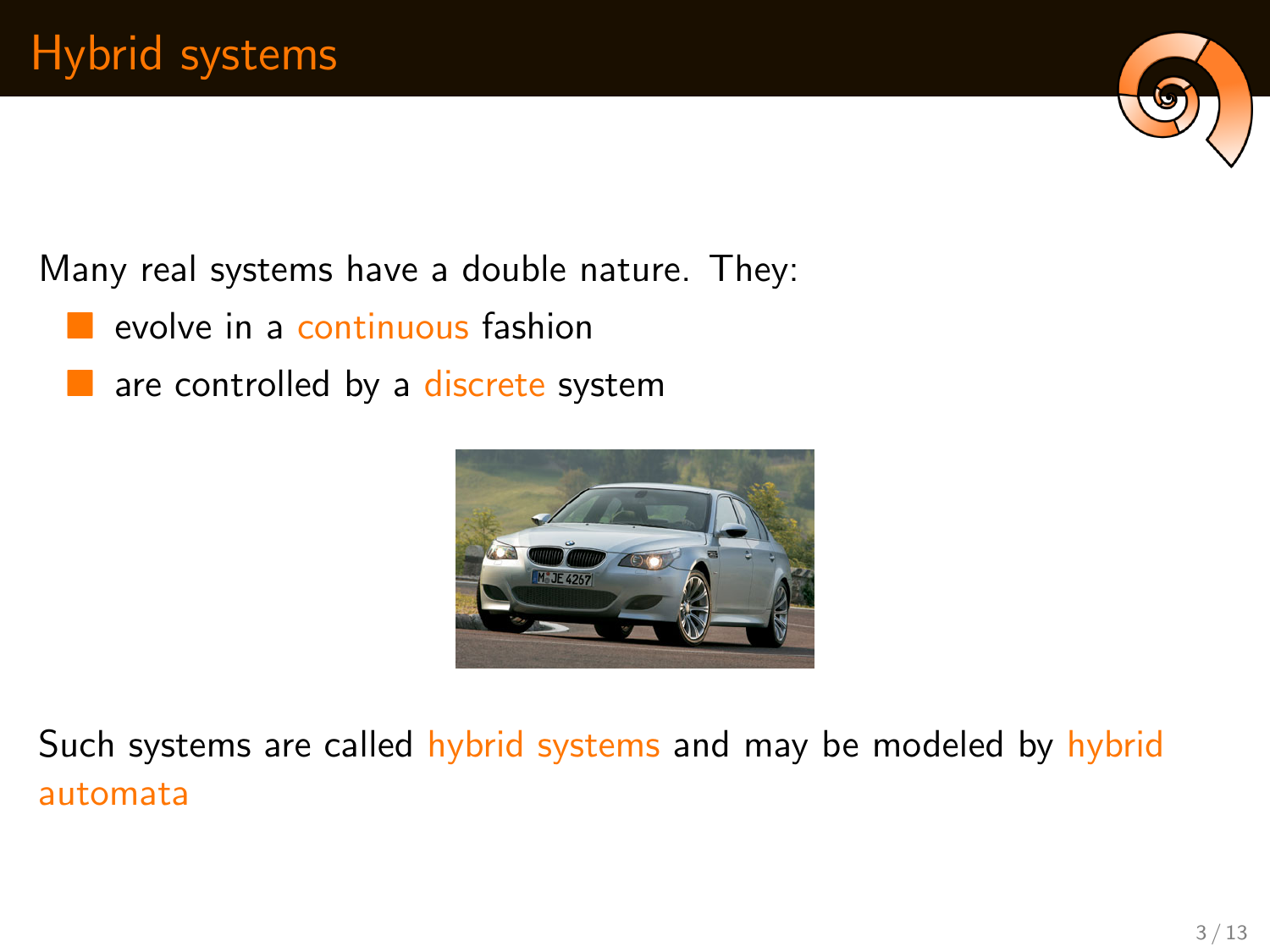# Hybrid systems

Many real systems have a double nature. They:

- evolve in a continuous fashion
- are controlled by a discrete system

Such systems are called hybrid systems and may be modeled by hybrid automata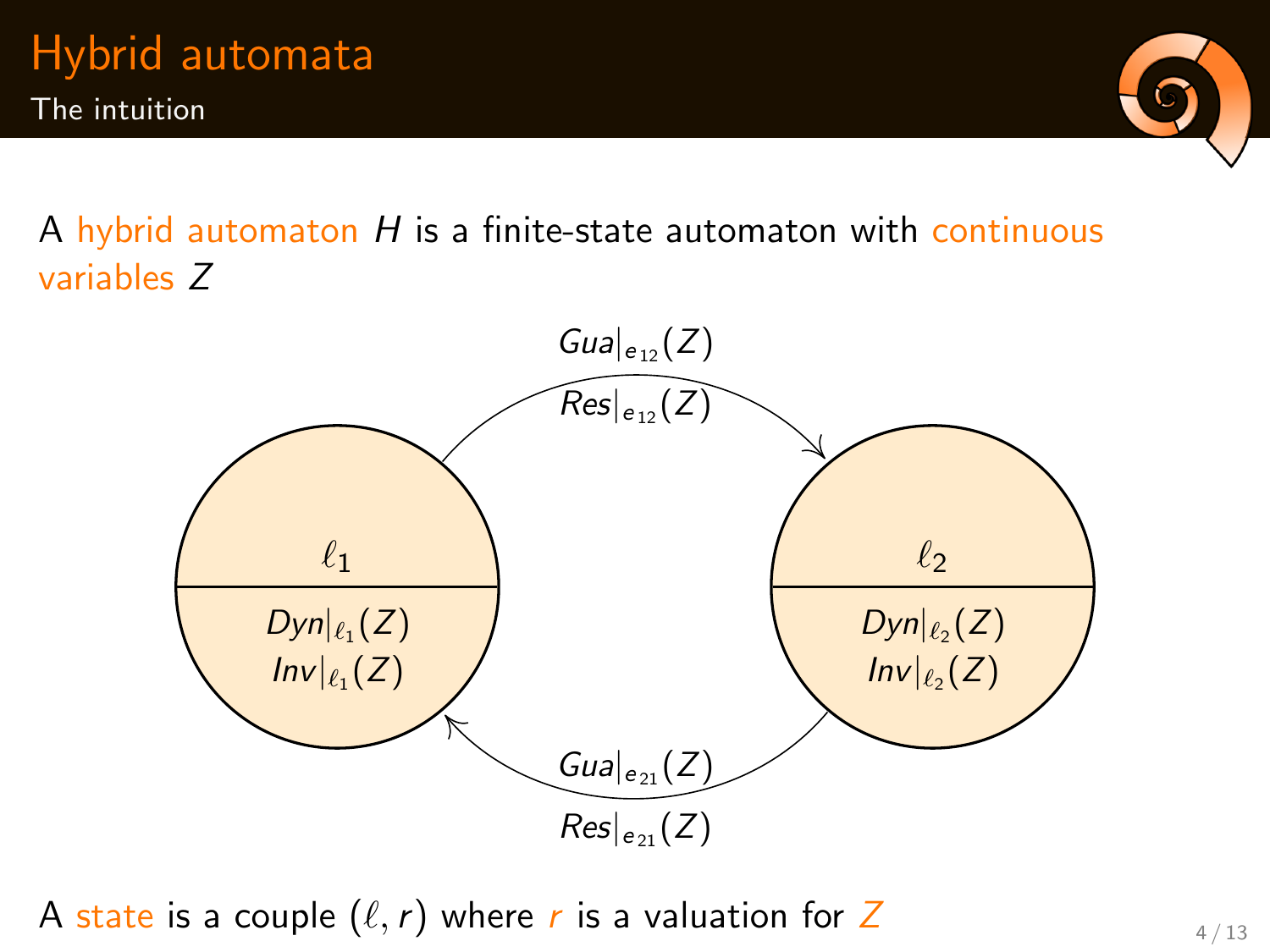# Hybrid automata

## The intuition

A hybrid automaton $H$ is a finite-state automaton with continuous variables $Z$

$Gua|_{e_{12}}(Z)$

$Res|_{e_{12}}(Z)$

$\ell_1$

$Dyn|_{\ell_1}(Z)$

$Inv|_{\ell_1}(Z)$

$\ell_2$

$Dyn|_{\ell_2}(Z)$

$Inv|_{\ell_2}(Z)$

$Gua|_{e_{21}}(Z)$

$Res|_{e_{21}}(Z)$

A state is a couple $(\ell, r)$ where $r$ is a valuation for $Z$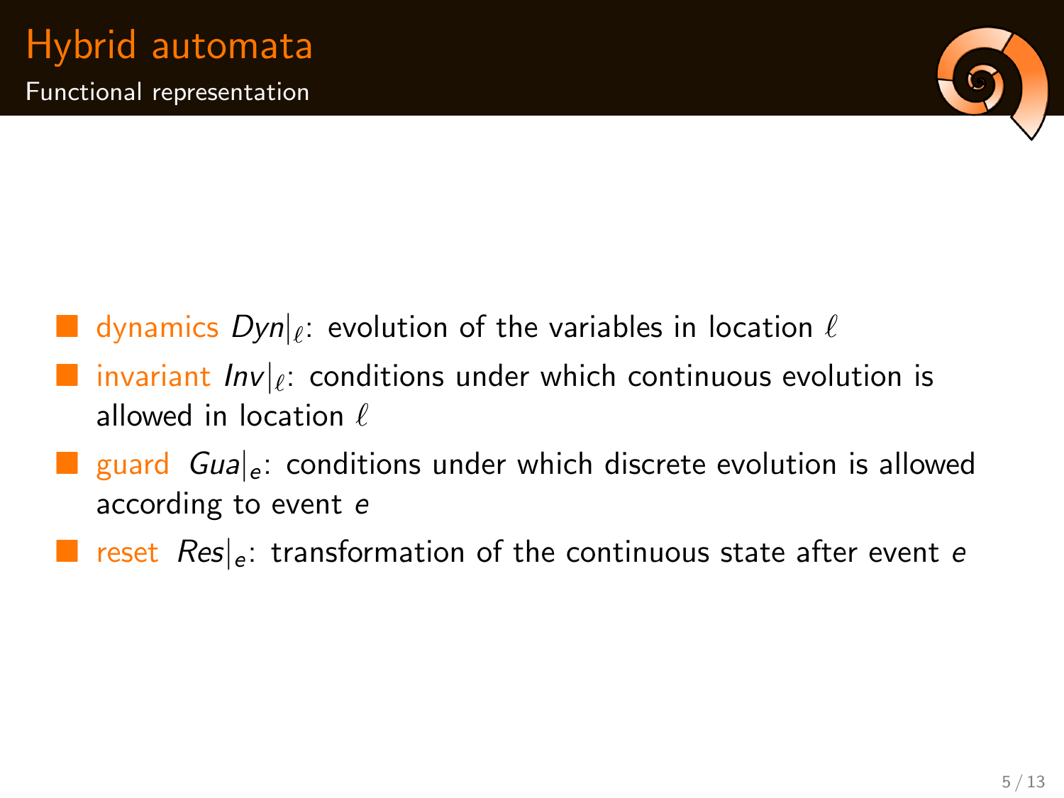# Hybrid automata

## Functional representation

- dynamics $Dyn|_\ell$: evolution of the variables in location $\ell$
- invariant $Inv|_\ell$: conditions under which continuous evolution is allowed in location $\ell$
- guard $Gua|_e$: conditions under which discrete evolution is allowed according to event $e$
- reset $Res|_e$: transformation of the continuous state after event $e$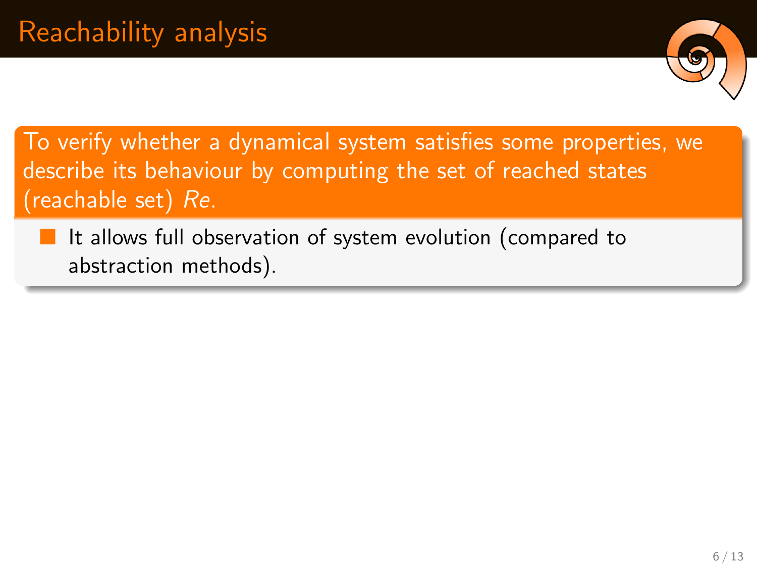# Reachability analysis

To verify whether a dynamical system satisfies some properties, we describe its behaviour by computing the set of reached states (reachable set) *Re*.

- It allows full observation of system evolution (compared to abstraction methods).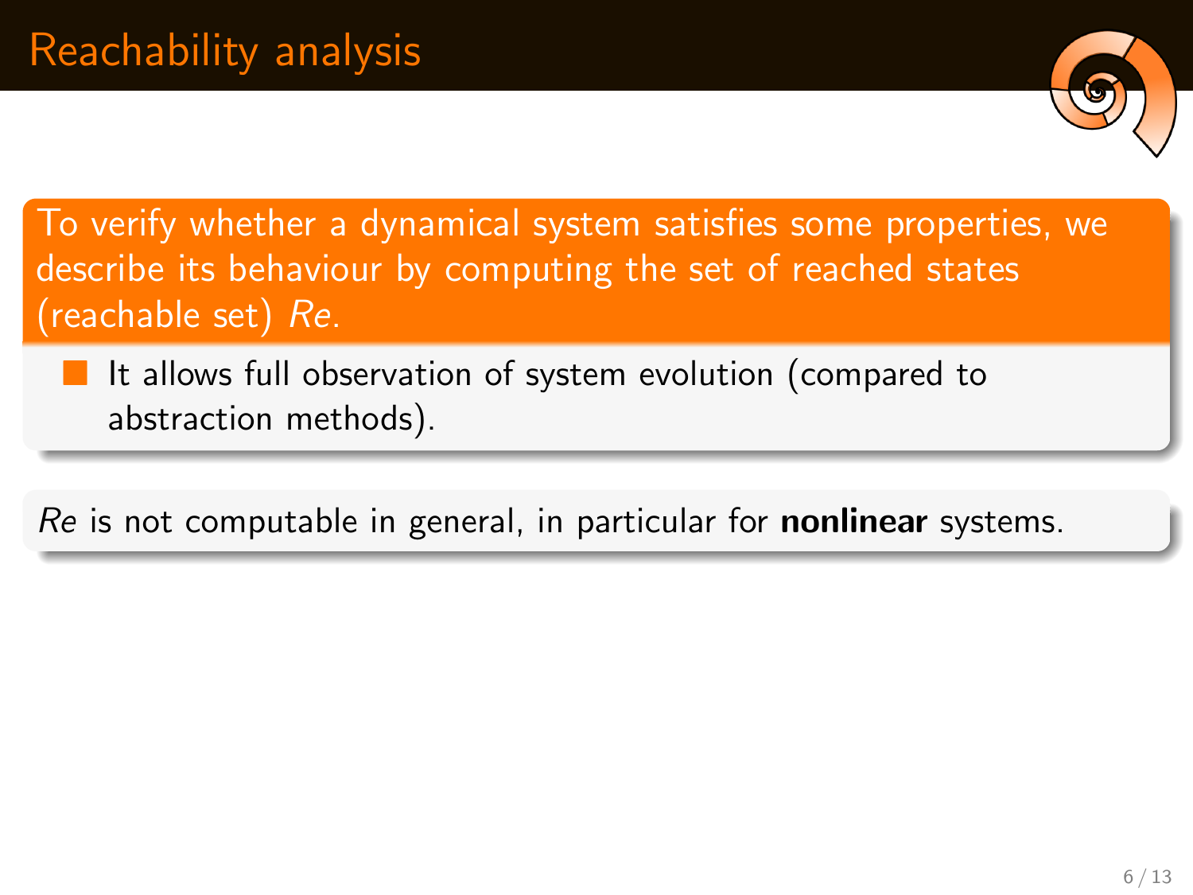# Reachability analysis

To verify whether a dynamical system satisfies some properties, we describe its behaviour by computing the set of reached states (reachable set) *Re*.

- It allows full observation of system evolution (compared to abstraction methods).

*Re* is not computable in general, in particular for **nonlinear** systems.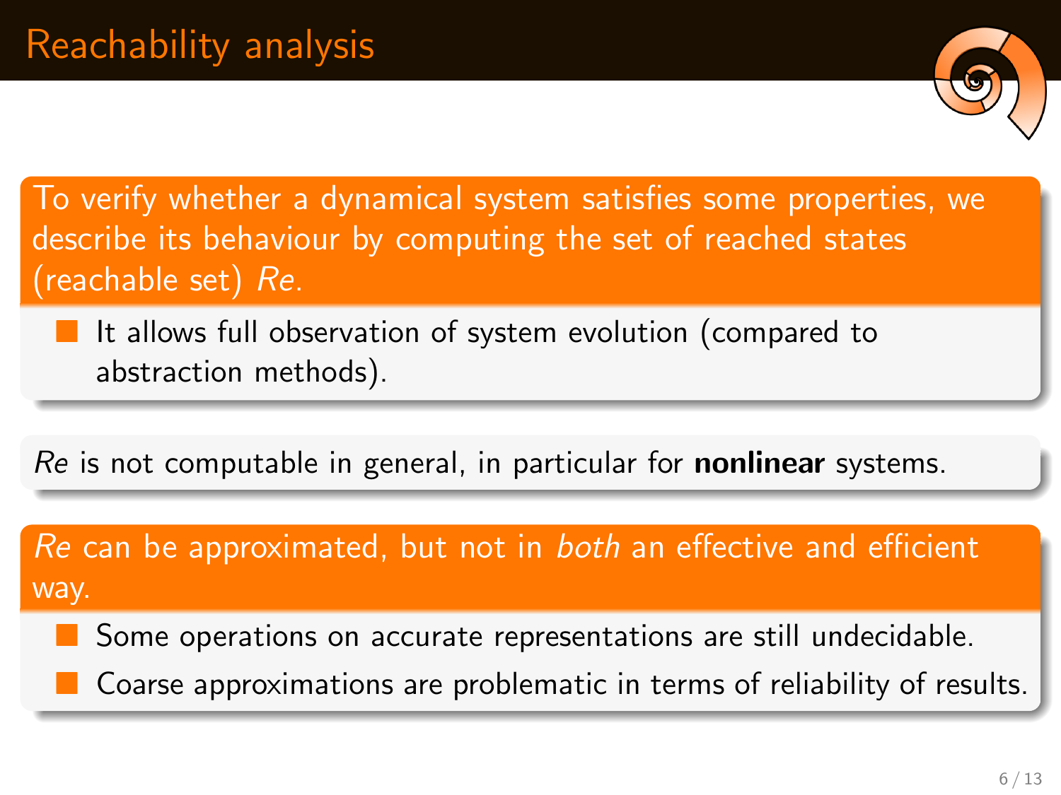# Reachability analysis

To verify whether a dynamical system satisfies some properties, we describe its behaviour by computing the set of reached states (reachable set) *Re*.

- It allows full observation of system evolution (compared to abstraction methods).

*Re* is not computable in general, in particular for **nonlinear** systems.

*Re* can be approximated, but not in *both* an effective and efficient way.

- Some operations on accurate representations are still undecidable.
- Coarse approximations are problematic in terms of reliability of results.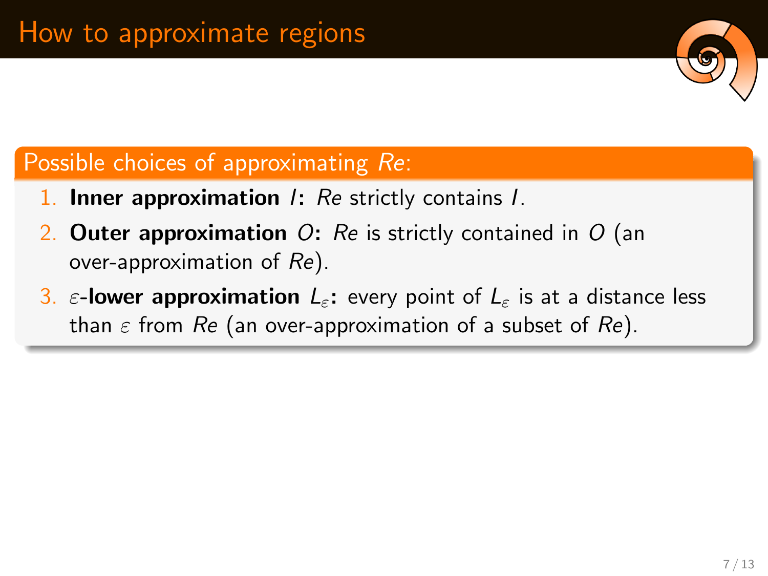# How to approximate regions

**Possible choices of approximating *Re*:**

1. **Inner approximation $I$:** $Re$ strictly contains $I$.
2. **Outer approximation $O$:** $Re$ is strictly contained in $O$ (an over-approximation of $Re$).
3. **$\varepsilon$-lower approximation $L_\varepsilon$:** every point of $L_\varepsilon$ is at a distance less than $\varepsilon$ from $Re$ (an over-approximation of a subset of $Re$).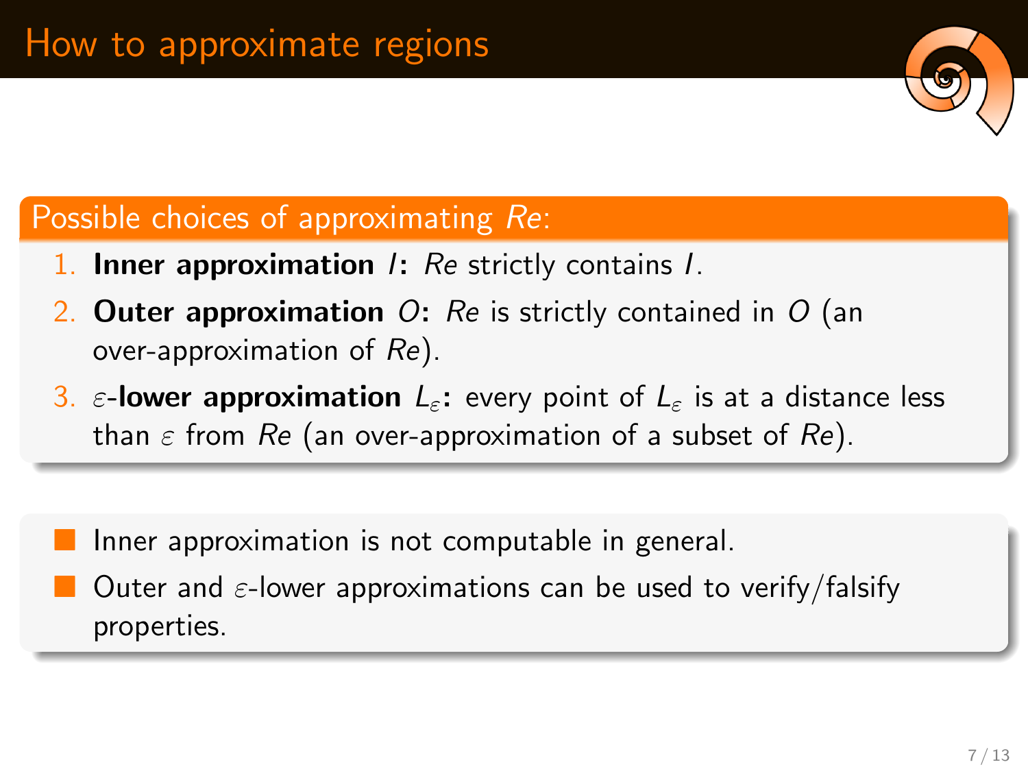# How to approximate regions

**Possible choices of approximating *Re*:**

1. **Inner approximation $I$:** *Re* strictly contains $I$.
2. **Outer approximation $O$:** *Re* is strictly contained in $O$ (an over-approximation of *Re*).
3. **$\varepsilon$-lower approximation $L_\varepsilon$:** every point of $L_\varepsilon$ is at a distance less than $\varepsilon$ from *Re* (an over-approximation of a subset of *Re*).

- Inner approximation is not computable in general.
- Outer and $\varepsilon$-lower approximations can be used to verify/falsify properties.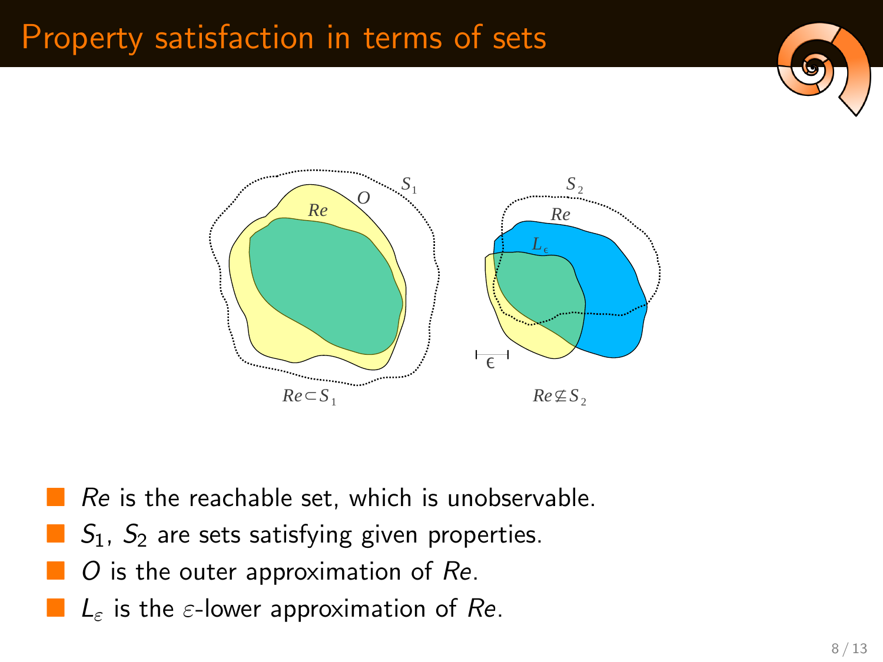# Property satisfaction in terms of sets

$S_1$

$O$

$Re$

$S_2$

$Re$

$L_\epsilon$

$\epsilon$

$Re \subset S_1$

$Re \not\subseteq S_2$

- *Re* is the reachable set, which is unobservable.
- $S_1$, $S_2$ are sets satisfying given properties.
- $O$ is the outer approximation of *Re*.
- $L_\varepsilon$ is the $\varepsilon$-lower approximation of *Re*.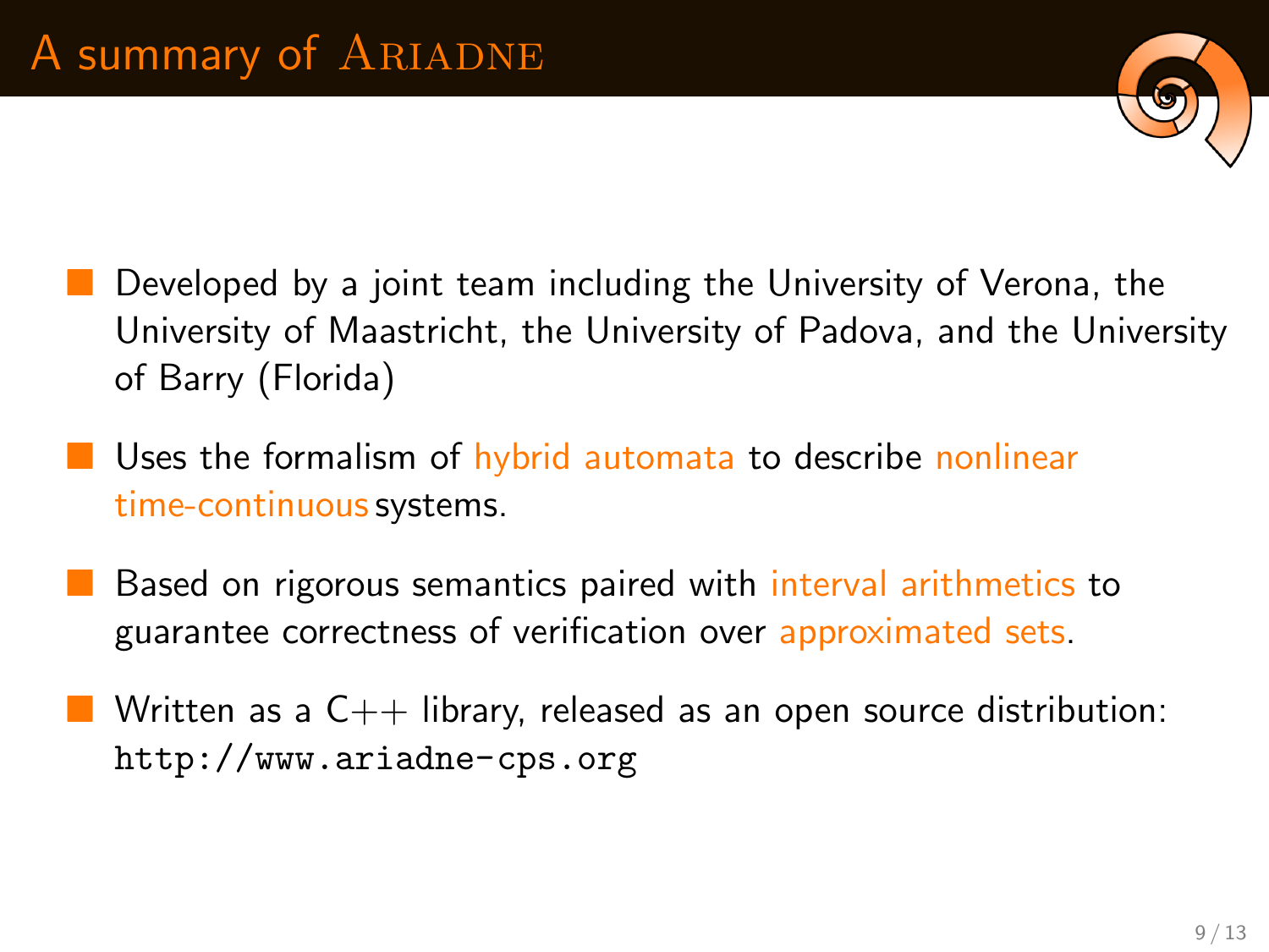# A summary of Ariadne

- Developed by a joint team including the University of Verona, the University of Maastricht, the University of Padova, and the University of Barry (Florida)
- Uses the formalism of hybrid automata to describe nonlinear time-continuous systems.
- Based on rigorous semantics paired with interval arithmetics to guarantee correctness of verification over approximated sets.
- Written as a C++ library, released as an open source distribution: `http://www.ariadne-cps.org`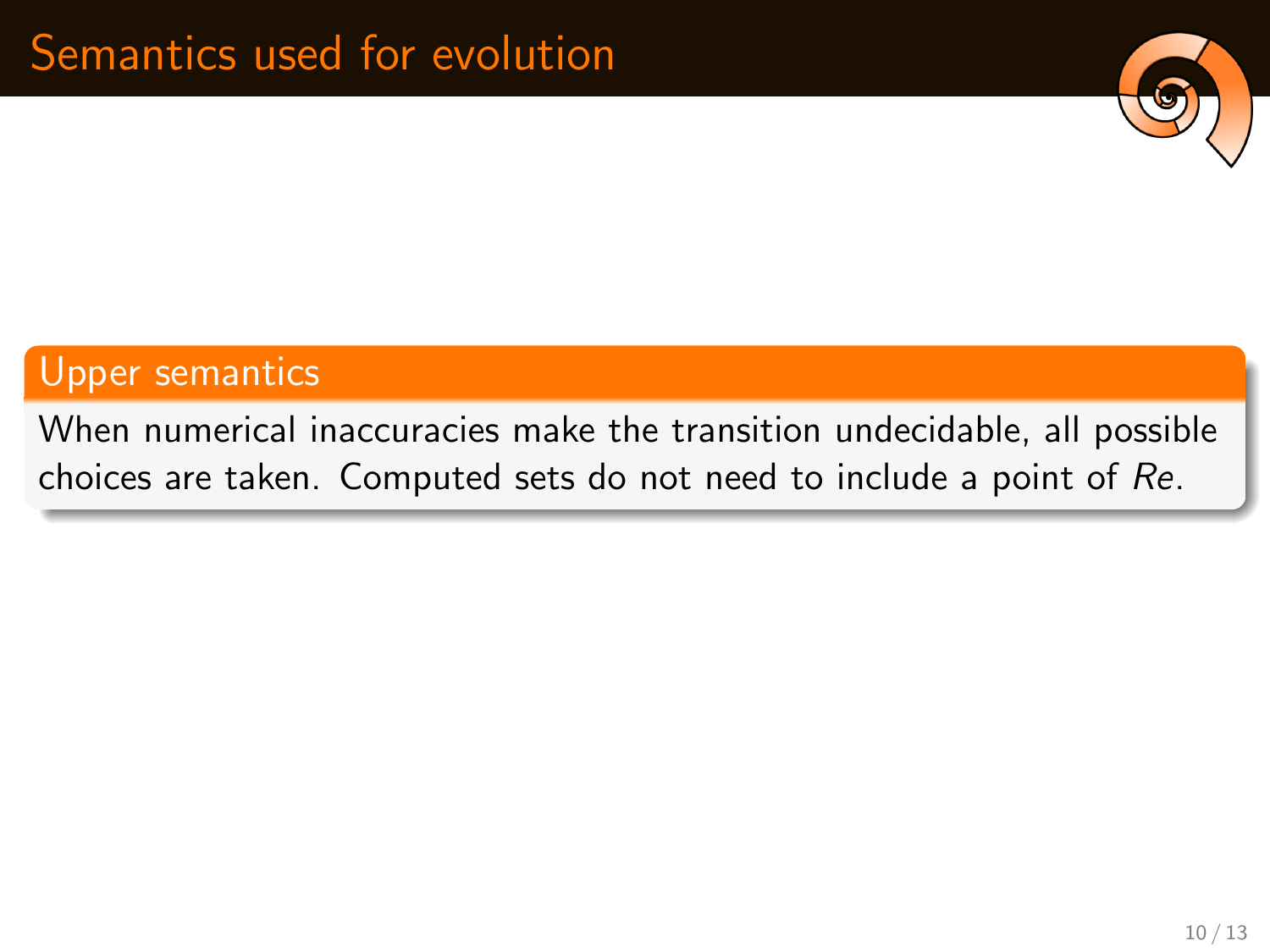# Semantics used for evolution

**Upper semantics**

When numerical inaccuracies make the transition undecidable, all possible choices are taken. Computed sets do not need to include a point of *Re*.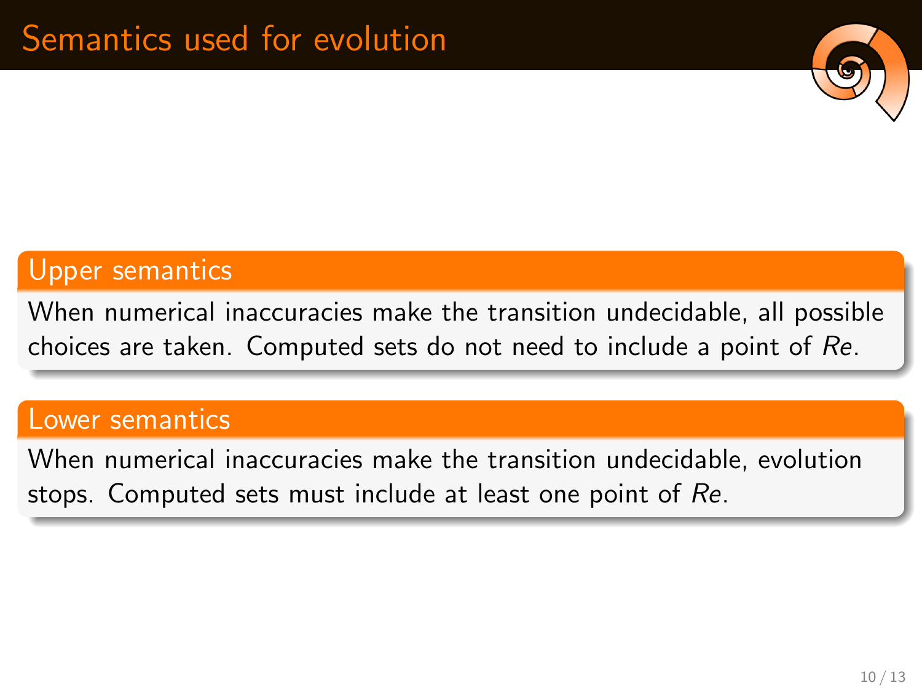# Semantics used for evolution

## Upper semantics

When numerical inaccuracies make the transition undecidable, all possible choices are taken. Computed sets do not need to include a point of $Re$.

## Lower semantics

When numerical inaccuracies make the transition undecidable, evolution stops. Computed sets must include at least one point of $Re$.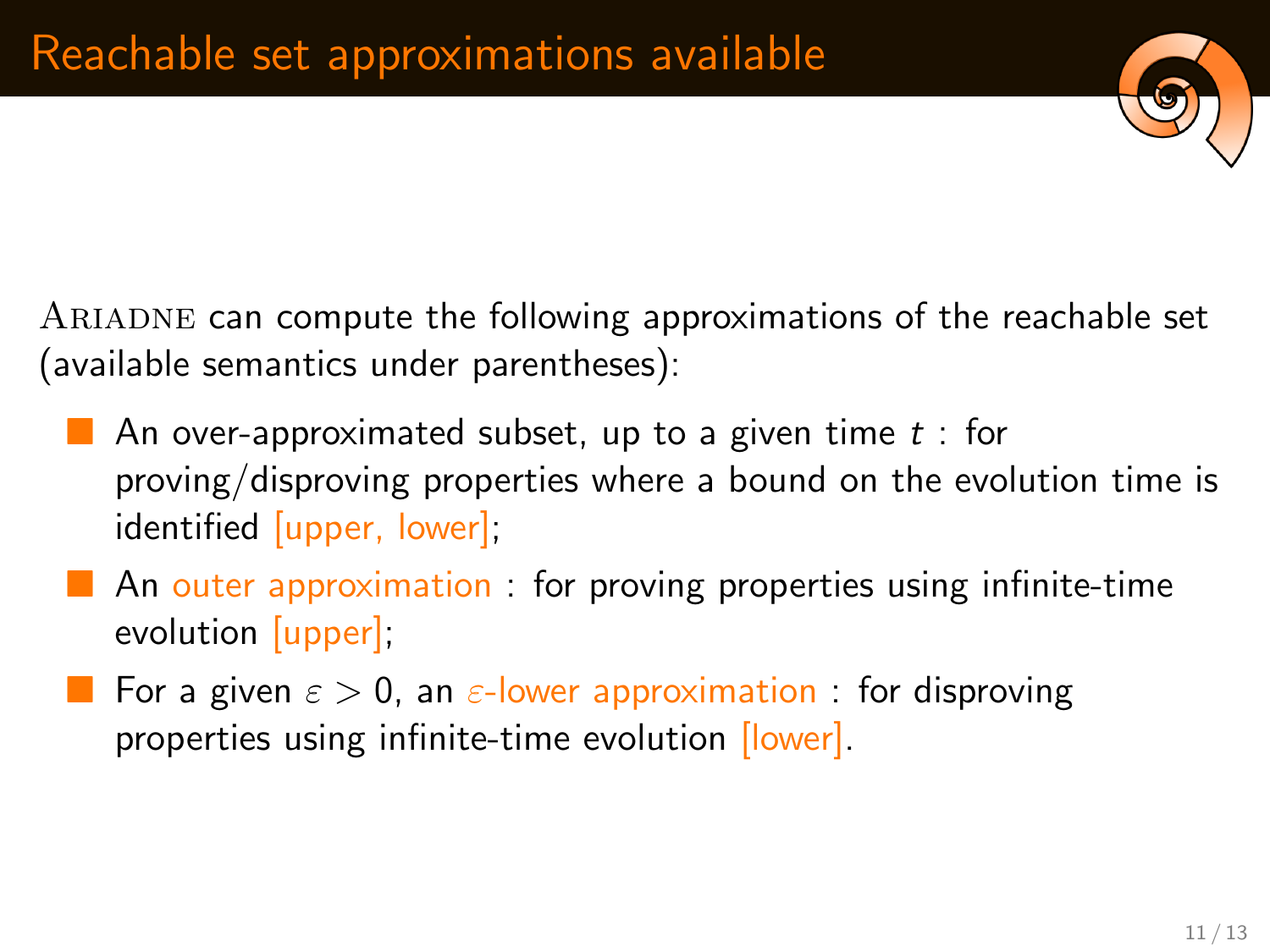# Reachable set approximations available

ARIADNE can compute the following approximations of the reachable set (available semantics under parentheses):

- An over-approximated subset, up to a given time $t$ : for proving/disproving properties where a bound on the evolution time is identified [upper, lower];
- An outer approximation : for proving properties using infinite-time evolution [upper];
- For a given $\varepsilon > 0$, an $\varepsilon$-lower approximation : for disproving properties using infinite-time evolution [lower].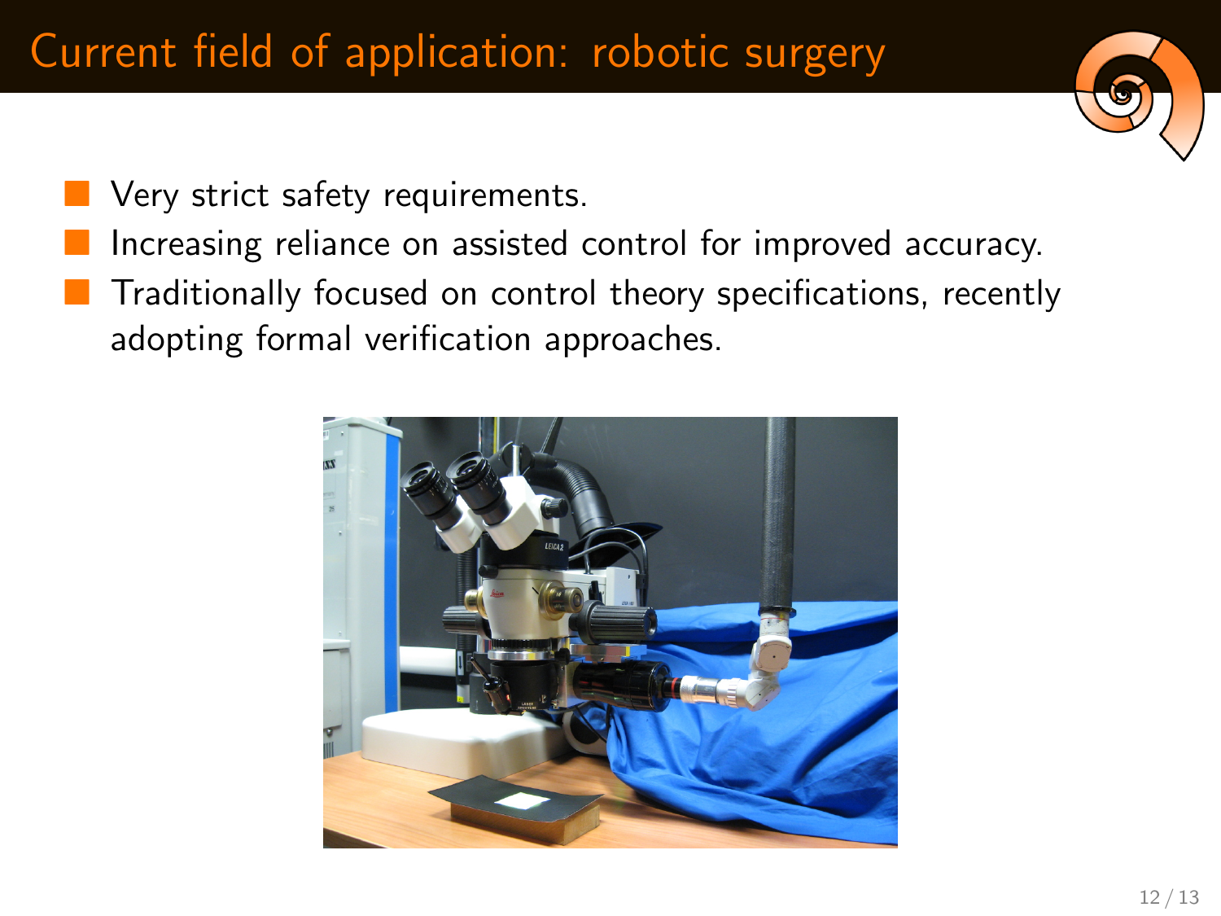# Current field of application: robotic surgery

- Very strict safety requirements.
- Increasing reliance on assisted control for improved accuracy.
- Traditionally focused on control theory specifications, recently adopting formal verification approaches.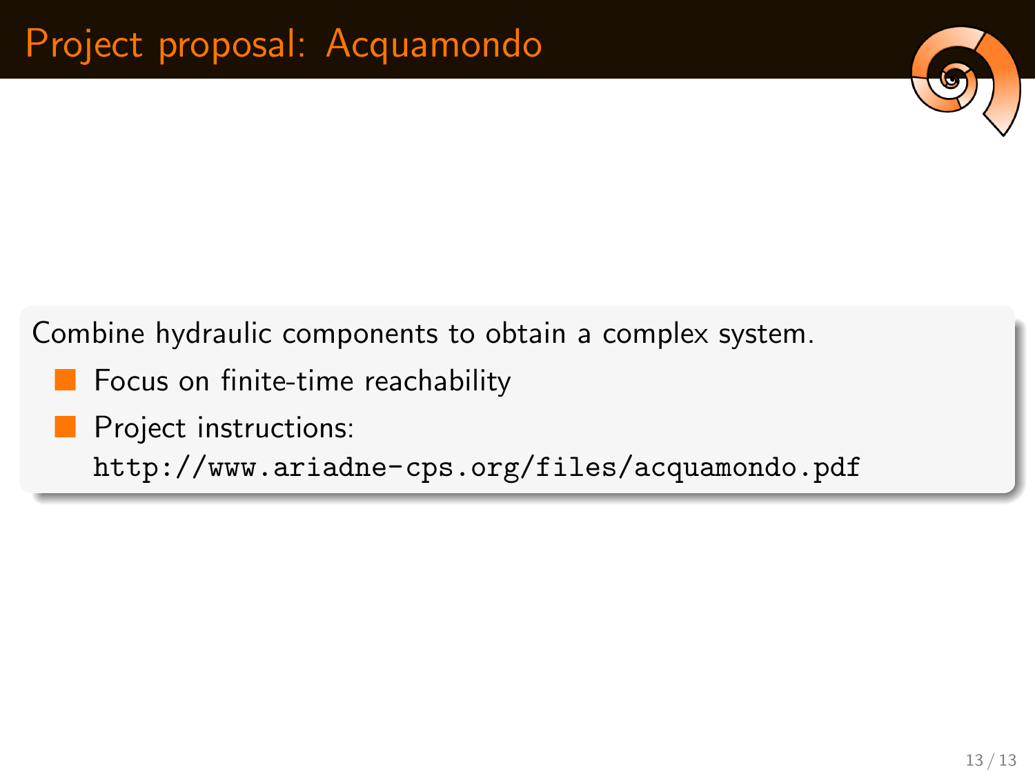# Project proposal: Acquamondo

Combine hydraulic components to obtain a complex system.

- Focus on finite-time reachability
- Project instructions:
  `http://www.ariadne-cps.org/files/acquamondo.pdf`